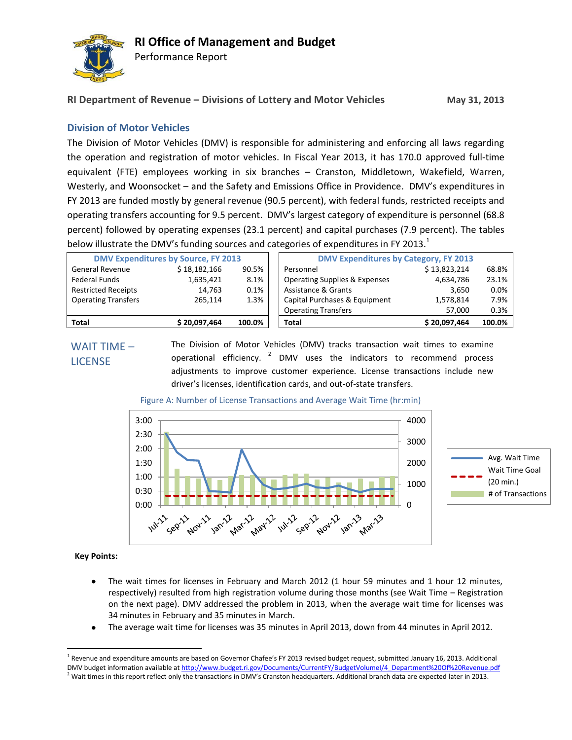# RI Office of Management and Budget

Performance Report

**RI Department of Revenue – Divisions of Lottery and Motor Vehicles** **May 31, 2013**

## Division of Motor Vehicles

The Division of Motor Vehicles (DMV) is responsible for administering and enforcing all laws regarding the operation and registration of motor vehicles. In Fiscal Year 2013, it has 170.0 approved full-time equivalent (FTE) employees working in six branches – Cranston, Middletown, Wakefield, Warren, Westerly, and Woonsocket – and the Safety and Emissions Office in Providence. DMV's expenditures in FY 2013 are funded mostly by general revenue (90.5 percent), with federal funds, restricted receipts and operating transfers accounting for 9.5 percent. DMV's largest category of expenditure is personnel (68.8 percent) followed by operating expenses (23.1 percent) and capital purchases (7.9 percent). The tables below illustrate the DMV's funding sources and categories of expenditures in FY 2013.[1]

| DMV Expenditures by Source, FY 2013 | | |
|---|---|---|
| General Revenue | $ 18,182,166 | 90.5% |
| Federal Funds | 1,635,421 | 8.1% |
| Restricted Receipts | 14,763 | 0.1% |
| Operating Transfers | 265,114 | 1.3% |
| **Total** | **$ 20,097,464** | **100.0%** |

| DMV Expenditures by Category, FY 2013 | | |
|---|---|---|
| Personnel | $ 13,823,214 | 68.8% |
| Operating Supplies & Expenses | 4,634,786 | 23.1% |
| Assistance & Grants | 3,650 | 0.0% |
| Capital Purchases & Equipment | 1,578,814 | 7.9% |
| Operating Transfers | 57,000 | 0.3% |
| **Total** | **$ 20,097,464** | **100.0%** |

## WAIT TIME – LICENSE

The Division of Motor Vehicles (DMV) tracks transaction wait times to examine operational efficiency.[2] DMV uses the indicators to recommend process adjustments to improve customer experience. License transactions include new driver's licenses, identification cards, and out-of-state transfers.

Figure A: Number of License Transactions and Average Wait Time (hr:min)

**Key Points:**

- The wait times for licenses in February and March 2012 (1 hour 59 minutes and 1 hour 12 minutes, respectively) resulted from high registration volume during those months (see Wait Time – Registration on the next page). DMV addressed the problem in 2013, when the average wait time for licenses was 34 minutes in February and 35 minutes in March.
- The average wait time for licenses was 35 minutes in April 2013, down from 44 minutes in April 2012.

[1] Revenue and expenditure amounts are based on Governor Chafee's FY 2013 revised budget request, submitted January 16, 2013. Additional DMV budget information available at http://www.budget.ri.gov/Documents/CurrentFY/BudgetVolumeI/4_Department%20Of%20Revenue.pdf

[2] Wait times in this report reflect only the transactions in DMV's Cranston headquarters. Additional branch data are expected later in 2013.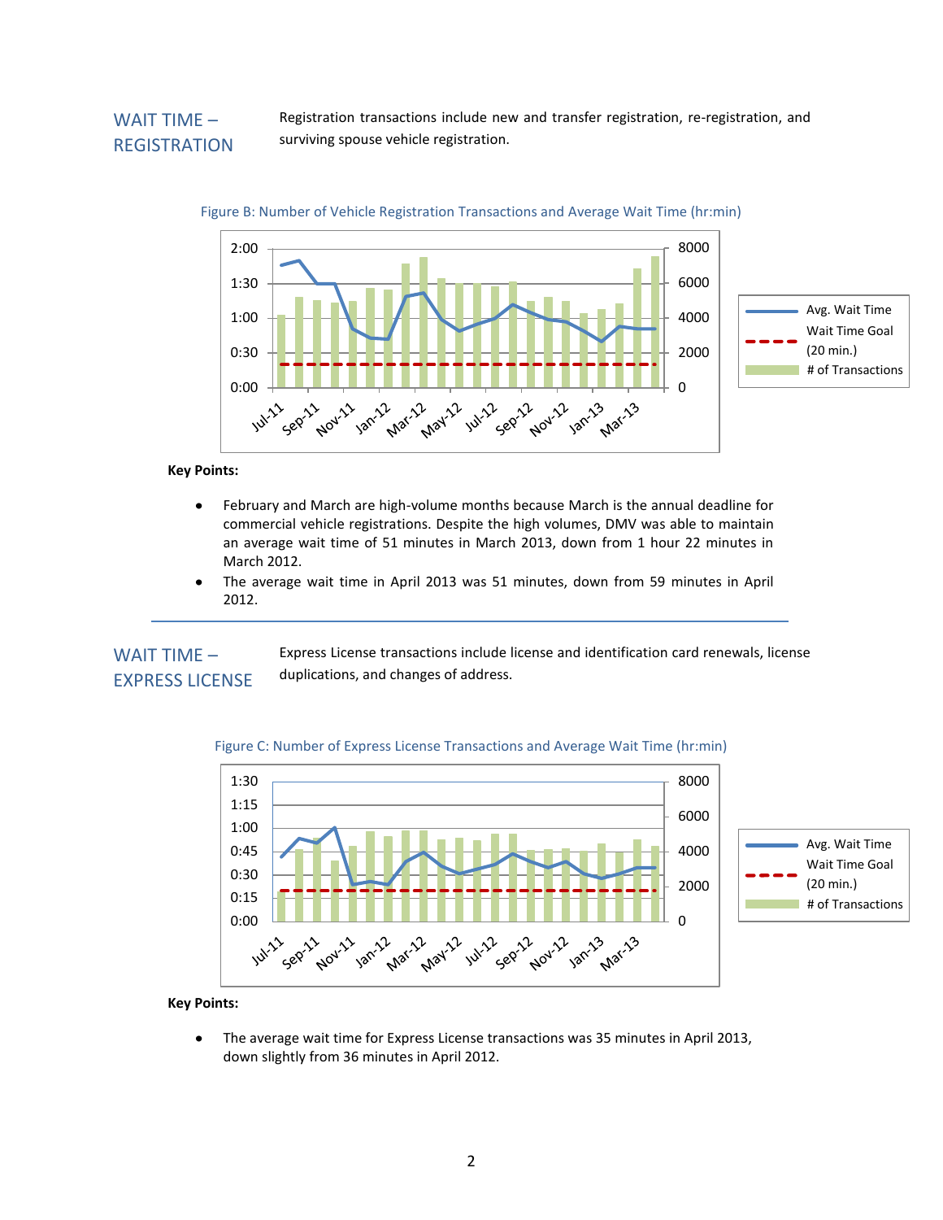## WAIT TIME – REGISTRATION

Registration transactions include new and transfer registration, re-registration, and surviving spouse vehicle registration.

Figure B: Number of Vehicle Registration Transactions and Average Wait Time (hr:min)

**Key Points:**

- February and March are high-volume months because March is the annual deadline for commercial vehicle registrations. Despite the high volumes, DMV was able to maintain an average wait time of 51 minutes in March 2013, down from 1 hour 22 minutes in March 2012.
- The average wait time in April 2013 was 51 minutes, down from 59 minutes in April 2012.

---

## WAIT TIME – EXPRESS LICENSE

Express License transactions include license and identification card renewals, license duplications, and changes of address.

Figure C: Number of Express License Transactions and Average Wait Time (hr:min)

**Key Points:**

- The average wait time for Express License transactions was 35 minutes in April 2013, down slightly from 36 minutes in April 2012.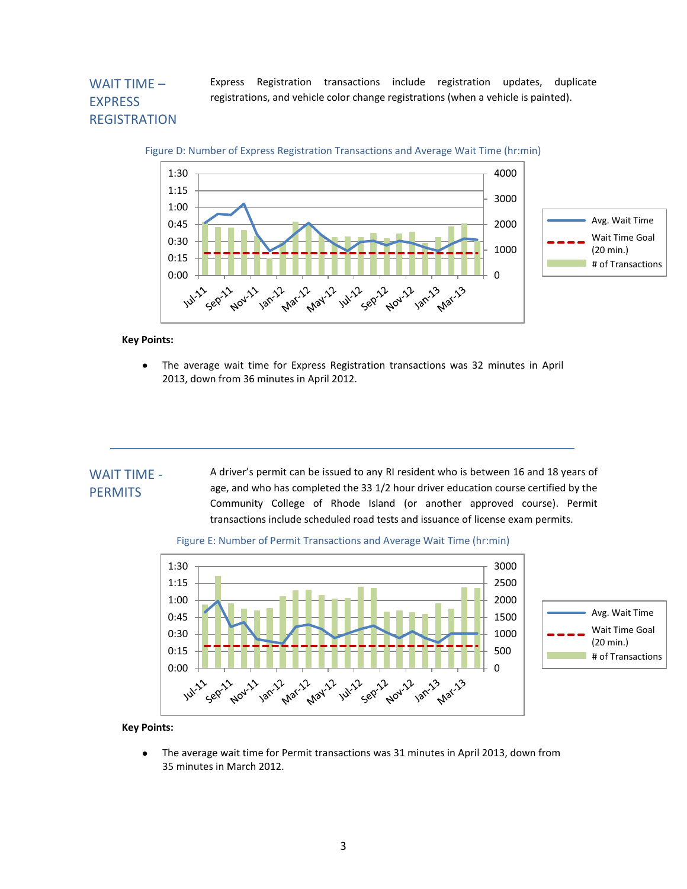## WAIT TIME – EXPRESS REGISTRATION

Express Registration transactions include registration updates, duplicate registrations, and vehicle color change registrations (when a vehicle is painted).

Figure D: Number of Express Registration Transactions and Average Wait Time (hr:min)

**Key Points:**

- The average wait time for Express Registration transactions was 32 minutes in April 2013, down from 36 minutes in April 2012.

---

## WAIT TIME - PERMITS

A driver's permit can be issued to any RI resident who is between 16 and 18 years of age, and who has completed the 33 1/2 hour driver education course certified by the Community College of Rhode Island (or another approved course). Permit transactions include scheduled road tests and issuance of license exam permits.

Figure E: Number of Permit Transactions and Average Wait Time (hr:min)

**Key Points:**

- The average wait time for Permit transactions was 31 minutes in April 2013, down from 35 minutes in March 2012.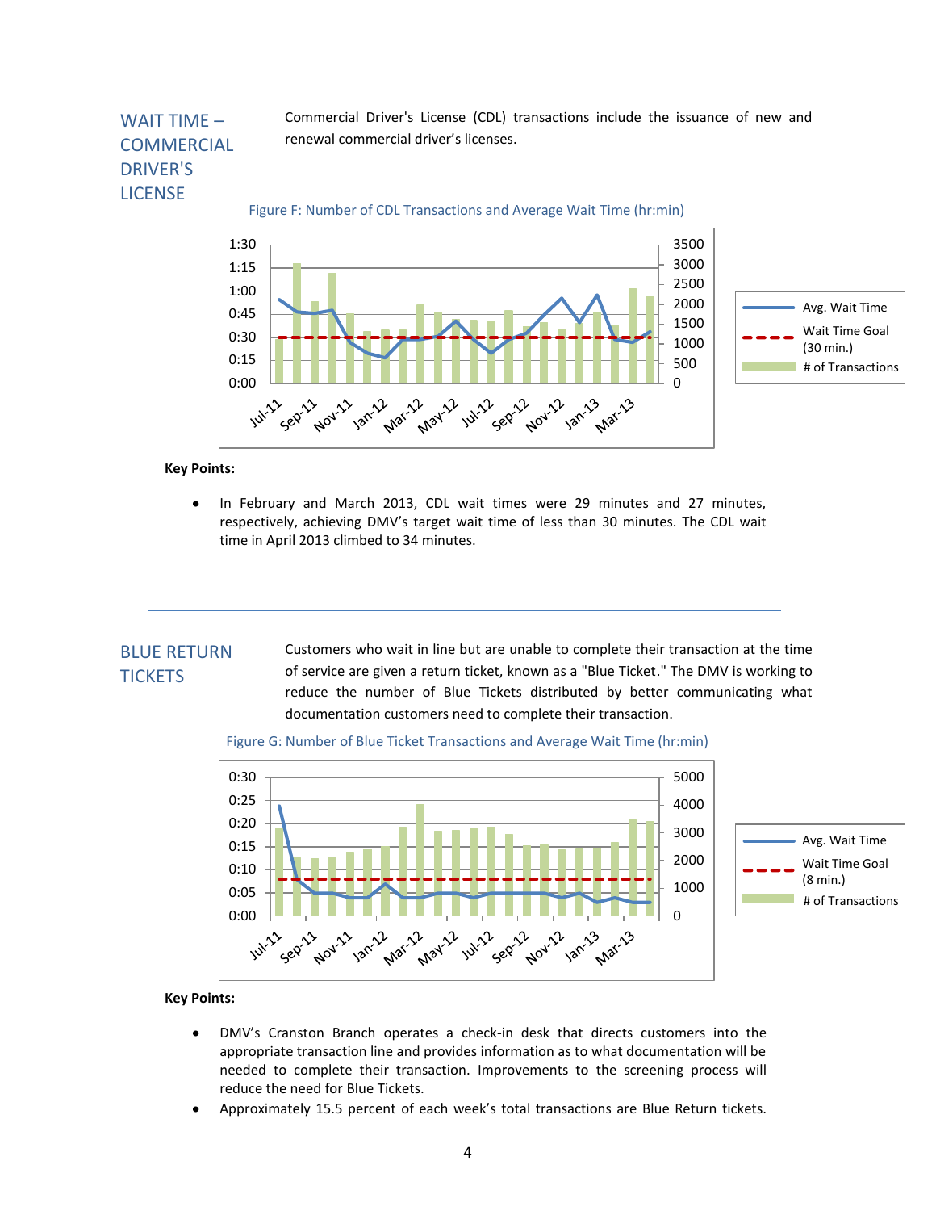## WAIT TIME – COMMERCIAL DRIVER'S LICENSE

Commercial Driver's License (CDL) transactions include the issuance of new and renewal commercial driver's licenses.

Figure F: Number of CDL Transactions and Average Wait Time (hr:min)

**Key Points:**

- In February and March 2013, CDL wait times were 29 minutes and 27 minutes, respectively, achieving DMV's target wait time of less than 30 minutes. The CDL wait time in April 2013 climbed to 34 minutes.

---

## BLUE RETURN TICKETS

Customers who wait in line but are unable to complete their transaction at the time of service are given a return ticket, known as a "Blue Ticket." The DMV is working to reduce the number of Blue Tickets distributed by better communicating what documentation customers need to complete their transaction.

Figure G: Number of Blue Ticket Transactions and Average Wait Time (hr:min)

**Key Points:**

- DMV's Cranston Branch operates a check-in desk that directs customers into the appropriate transaction line and provides information as to what documentation will be needed to complete their transaction. Improvements to the screening process will reduce the need for Blue Tickets.
- Approximately 15.5 percent of each week's total transactions are Blue Return tickets.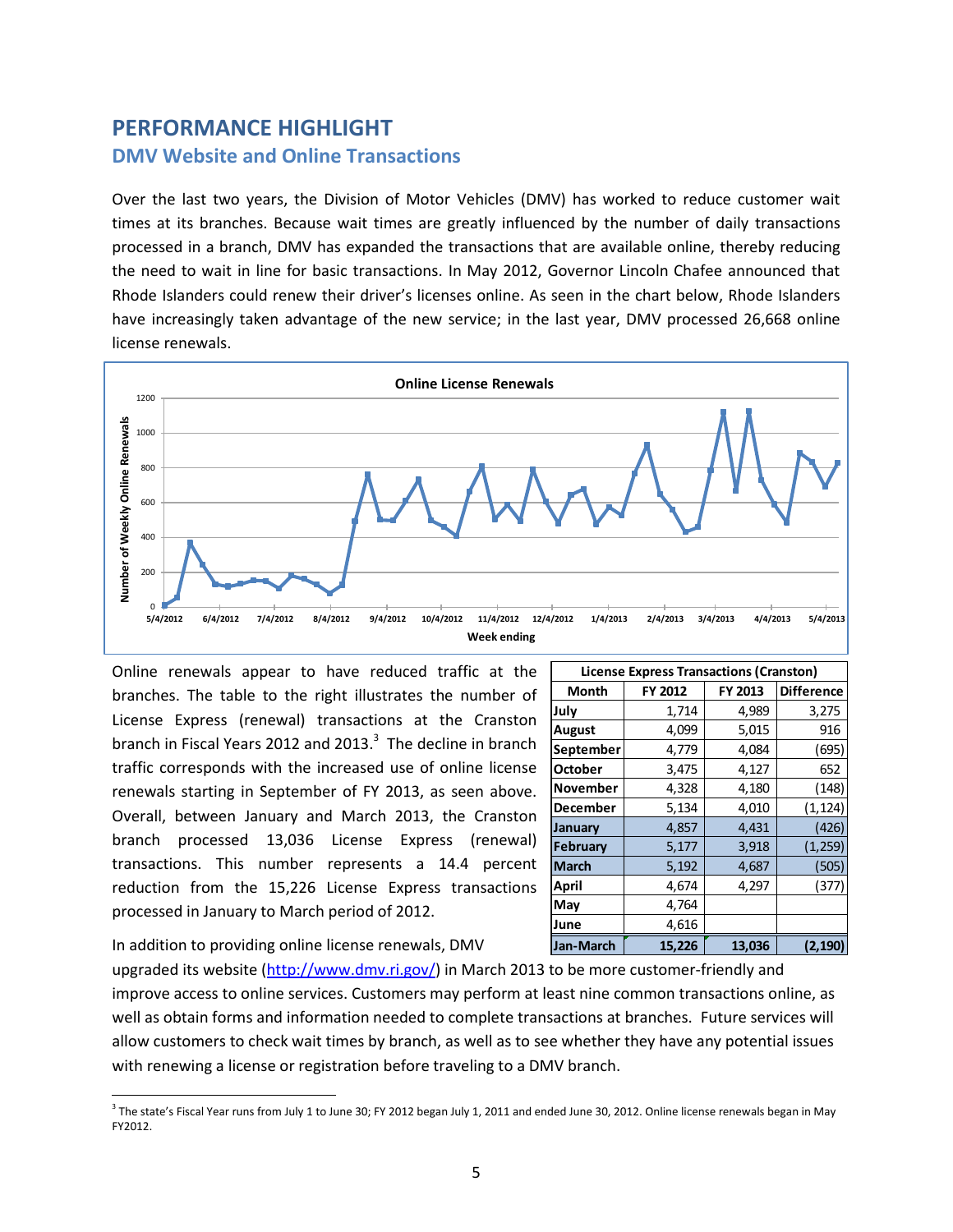# PERFORMANCE HIGHLIGHT

## DMV Website and Online Transactions

Over the last two years, the Division of Motor Vehicles (DMV) has worked to reduce customer wait times at its branches. Because wait times are greatly influenced by the number of daily transactions processed in a branch, DMV has expanded the transactions that are available online, thereby reducing the need to wait in line for basic transactions. In May 2012, Governor Lincoln Chafee announced that Rhode Islanders could renew their driver's licenses online. As seen in the chart below, Rhode Islanders have increasingly taken advantage of the new service; in the last year, DMV processed 26,668 online license renewals.

Online License Renewals

Online renewals appear to have reduced traffic at the branches. The table to the right illustrates the number of License Express (renewal) transactions at the Cranston branch in Fiscal Years 2012 and 2013.[3] The decline in branch traffic corresponds with the increased use of online license renewals starting in September of FY 2013, as seen above. Overall, between January and March 2013, the Cranston branch processed 13,036 License Express (renewal) transactions. This number represents a 14.4 percent reduction from the 15,226 License Express transactions processed in January to March period of 2012.

| License Express Transactions (Cranston) | | | |
|---|---|---|---|
| Month | FY 2012 | FY 2013 | Difference |
| July | 1,714 | 4,989 | 3,275 |
| August | 4,099 | 5,015 | 916 |
| September | 4,779 | 4,084 | (695) |
| October | 3,475 | 4,127 | 652 |
| November | 4,328 | 4,180 | (148) |
| December | 5,134 | 4,010 | (1,124) |
| January | 4,857 | 4,431 | (426) |
| February | 5,177 | 3,918 | (1,259) |
| March | 5,192 | 4,687 | (505) |
| April | 4,674 | 4,297 | (377) |
| May | 4,764 | | |
| June | 4,616 | | |
| Jan-March | 15,226 | 13,036 | (2,190) |

In addition to providing online license renewals, DMV upgraded its website (http://www.dmv.ri.gov/) in March 2013 to be more customer-friendly and improve access to online services. Customers may perform at least nine common transactions online, as well as obtain forms and information needed to complete transactions at branches. Future services will allow customers to check wait times by branch, as well as to see whether they have any potential issues with renewing a license or registration before traveling to a DMV branch.

[3] The state's Fiscal Year runs from July 1 to June 30; FY 2012 began July 1, 2011 and ended June 30, 2012. Online license renewals began in May FY2012.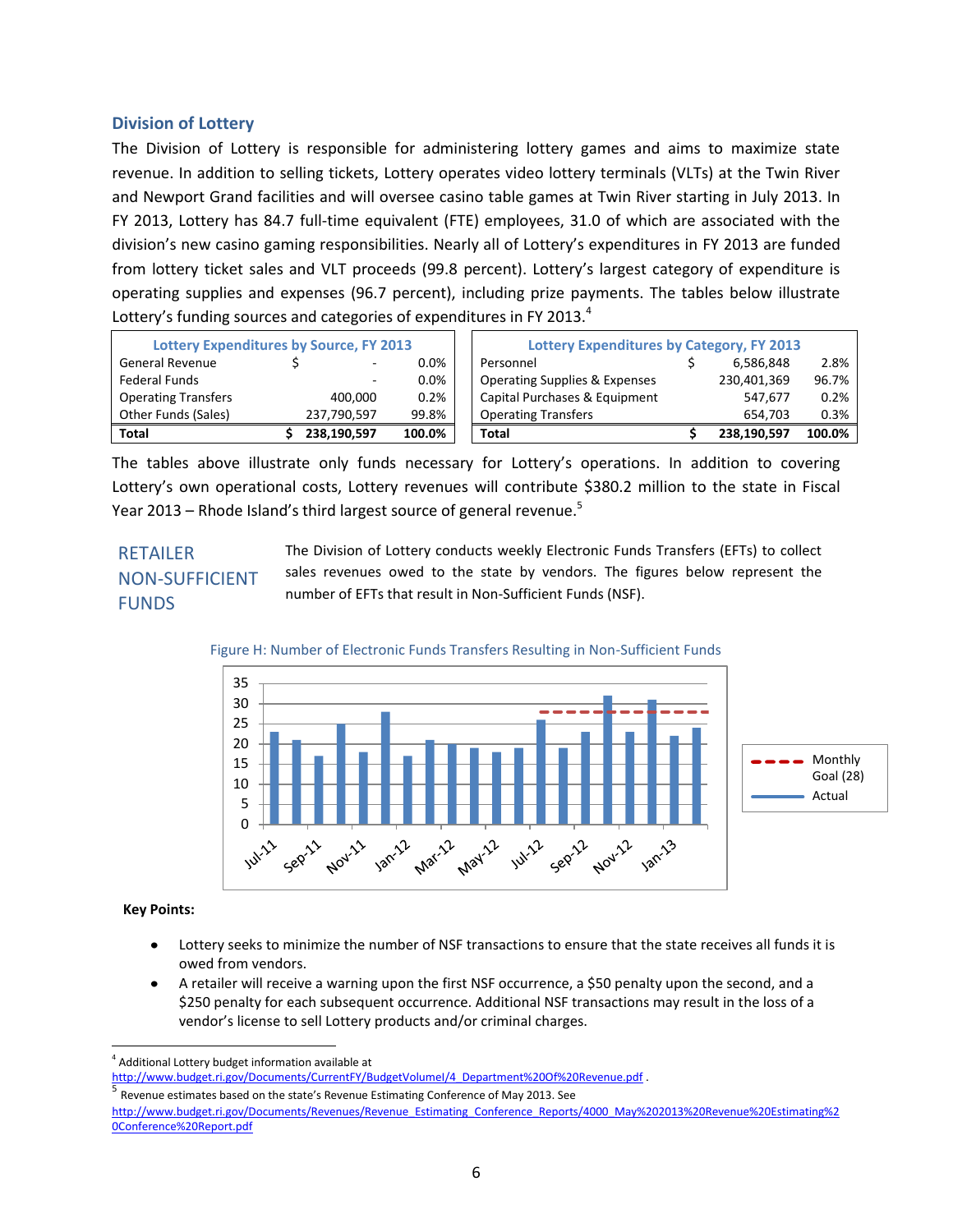## Division of Lottery

The Division of Lottery is responsible for administering lottery games and aims to maximize state revenue. In addition to selling tickets, Lottery operates video lottery terminals (VLTs) at the Twin River and Newport Grand facilities and will oversee casino table games at Twin River starting in July 2013. In FY 2013, Lottery has 84.7 full-time equivalent (FTE) employees, 31.0 of which are associated with the division's new casino gaming responsibilities. Nearly all of Lottery's expenditures in FY 2013 are funded from lottery ticket sales and VLT proceeds (99.8 percent). Lottery's largest category of expenditure is operating supplies and expenses (96.7 percent), including prize payments. The tables below illustrate Lottery's funding sources and categories of expenditures in FY 2013.[4]

| Lottery Expenditures by Source, FY 2013 | | |
|---|---|---|
| General Revenue | $ - | 0.0% |
| Federal Funds | - | 0.0% |
| Operating Transfers | 400,000 | 0.2% |
| Other Funds (Sales) | 237,790,597 | 99.8% |
| **Total** | **$ 238,190,597** | **100.0%** |

| Lottery Expenditures by Category, FY 2013 | | |
|---|---|---|
| Personnel | $ 6,586,848 | 2.8% |
| Operating Supplies & Expenses | 230,401,369 | 96.7% |
| Capital Purchases & Equipment | 547,677 | 0.2% |
| Operating Transfers | 654,703 | 0.3% |
| **Total** | **$ 238,190,597** | **100.0%** |

The tables above illustrate only funds necessary for Lottery's operations. In addition to covering Lottery's own operational costs, Lottery revenues will contribute $380.2 million to the state in Fiscal Year 2013 – Rhode Island's third largest source of general revenue.[5]

### RETAILER NON-SUFFICIENT FUNDS

The Division of Lottery conducts weekly Electronic Funds Transfers (EFTs) to collect sales revenues owed to the state by vendors. The figures below represent the number of EFTs that result in Non-Sufficient Funds (NSF).

Figure H: Number of Electronic Funds Transfers Resulting in Non-Sufficient Funds

**Key Points:**

- Lottery seeks to minimize the number of NSF transactions to ensure that the state receives all funds it is owed from vendors.
- A retailer will receive a warning upon the first NSF occurrence, a $50 penalty upon the second, and a $250 penalty for each subsequent occurrence. Additional NSF transactions may result in the loss of a vendor's license to sell Lottery products and/or criminal charges.

---

[4] Additional Lottery budget information available at http://www.budget.ri.gov/Documents/CurrentFY/BudgetVolumeI/4_Department%20Of%20Revenue.pdf .

[5] Revenue estimates based on the state's Revenue Estimating Conference of May 2013. See http://www.budget.ri.gov/Documents/Revenues/Revenue_Estimating_Conference_Reports/4000_May%202013%20Revenue%20Estimating%20Conference%20Report.pdf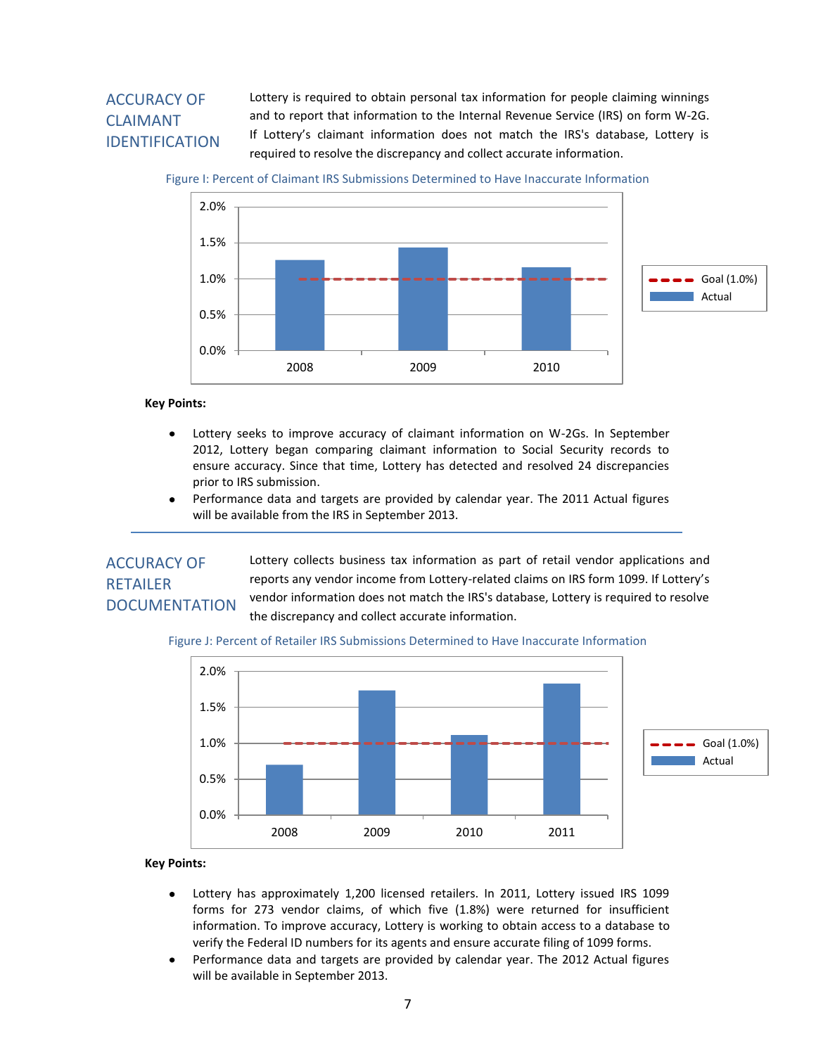## ACCURACY OF CLAIMANT IDENTIFICATION

Lottery is required to obtain personal tax information for people claiming winnings and to report that information to the Internal Revenue Service (IRS) on form W-2G. If Lottery's claimant information does not match the IRS's database, Lottery is required to resolve the discrepancy and collect accurate information.

Figure I: Percent of Claimant IRS Submissions Determined to Have Inaccurate Information

2.0%
1.5%
1.0%
0.5%
0.0%
2008
2009
2010
Goal (1.0%)
Actual

**Key Points:**

- Lottery seeks to improve accuracy of claimant information on W-2Gs. In September 2012, Lottery began comparing claimant information to Social Security records to ensure accuracy. Since that time, Lottery has detected and resolved 24 discrepancies prior to IRS submission.
- Performance data and targets are provided by calendar year. The 2011 Actual figures will be available from the IRS in September 2013.

## ACCURACY OF RETAILER DOCUMENTATION

Lottery collects business tax information as part of retail vendor applications and reports any vendor income from Lottery-related claims on IRS form 1099. If Lottery's vendor information does not match the IRS's database, Lottery is required to resolve the discrepancy and collect accurate information.

Figure J: Percent of Retailer IRS Submissions Determined to Have Inaccurate Information

2.0%
1.5%
1.0%
0.5%
0.0%
2008
2009
2010
2011
Goal (1.0%)
Actual

**Key Points:**

- Lottery has approximately 1,200 licensed retailers. In 2011, Lottery issued IRS 1099 forms for 273 vendor claims, of which five (1.8%) were returned for insufficient information. To improve accuracy, Lottery is working to obtain access to a database to verify the Federal ID numbers for its agents and ensure accurate filing of 1099 forms.
- Performance data and targets are provided by calendar year. The 2012 Actual figures will be available in September 2013.